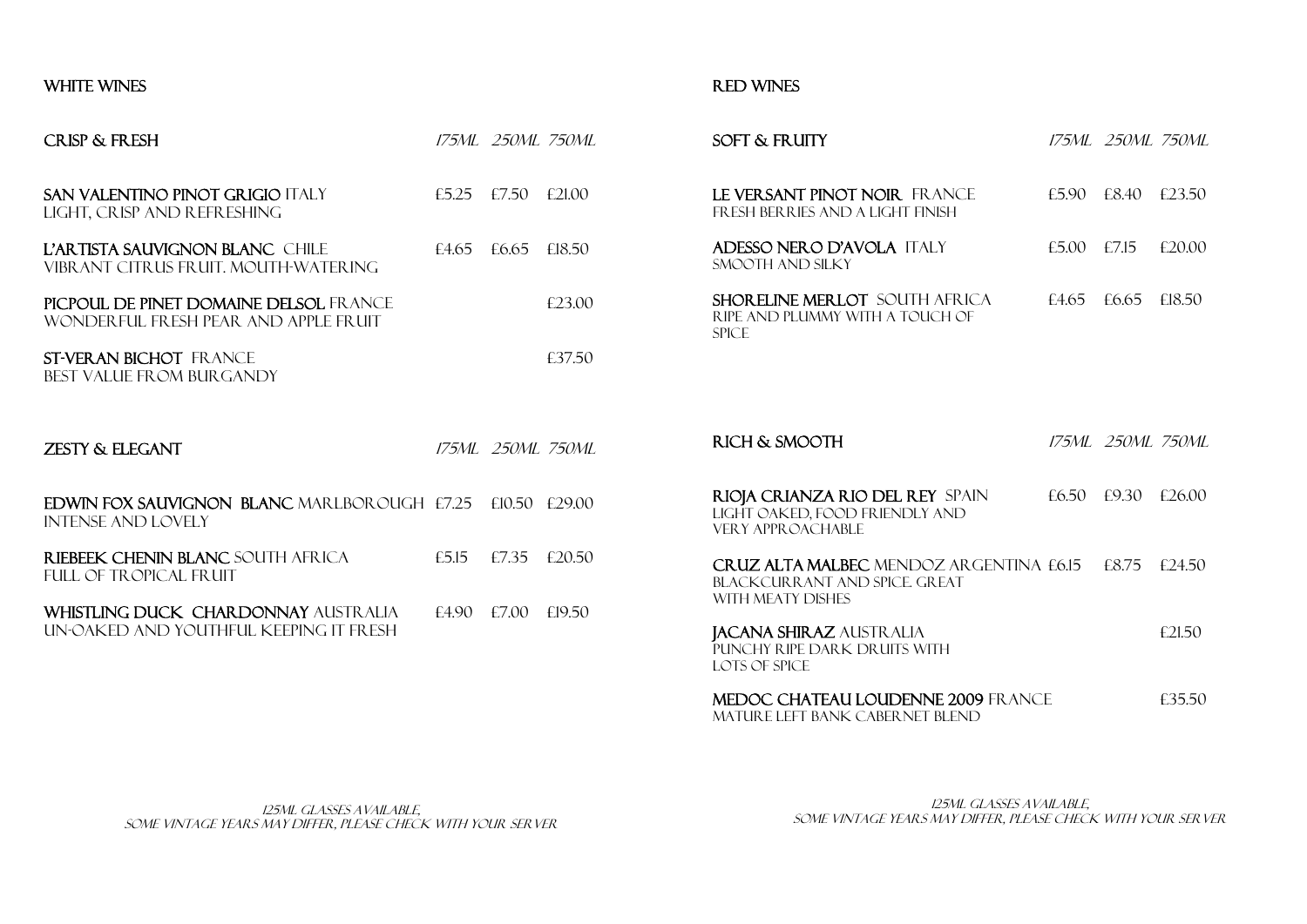## WHITE WINES

### CRISP & FRESH

| Wine | 175ML | 250ML | 750ML |
|---|---|---|---|
| **SAN VALENTINO PINOT GRIGIO** ITALY<br>LIGHT, CRISP AND REFRESHING | £5.25 | £7.50 | £21.00 |
| **L'ARTISTA SAUVIGNON BLANC** CHILE<br>VIBRANT CITRUS FRUIT. MOUTH-WATERING | £4.65 | £6.65 | £18.50 |
| **PICPOUL DE PINET DOMAINE DELSOL** FRANCE<br>WONDERFUL FRESH PEAR AND APPLE FRUIT | | | £23.00 |
| **ST-VERAN BICHOT** FRANCE<br>BEST VALUE FROM BURGANDY | | | £37.50 |

### ZESTY & ELEGANT

| Wine | 175ML | 250ML | 750ML |
|---|---|---|---|
| **EDWIN FOX SAUVIGNON BLANC** MARLBOROUGH<br>INTENSE AND LOVELY | £7.25 | £10.50 | £29.00 |
| **RIEBEEK CHENIN BLANC** SOUTH AFRICA<br>FULL OF TROPICAL FRUIT | £5.15 | £7.35 | £20.50 |
| **WHISTLING DUCK CHARDONNAY** AUSTRALIA<br>UN-OAKED AND YOUTHFUL KEEPING IT FRESH | £4.90 | £7.00 | £19.50 |

*125ML GLASSES AVAILABLE,*
*SOME VINTAGE YEARS MAY DIFFER, PLEASE CHECK WITH YOUR SERVER*

## RED WINES

### SOFT & FRUITY

| Wine | 175ML | 250ML | 750ML |
|---|---|---|---|
| **LE VERSANT PINOT NOIR** FRANCE<br>FRESH BERRIES AND A LIGHT FINISH | £5.90 | £8.40 | £23.50 |
| **ADESSO NERO D'AVOLA** ITALY<br>SMOOTH AND SILKY | £5.00 | £7.15 | £20.00 |
| **SHORELINE MERLOT** SOUTH AFRICA<br>RIPE AND PLUMMY WITH A TOUCH OF SPICE | £4.65 | £6.65 | £18.50 |

### RICH & SMOOTH

| Wine | 175ML | 250ML | 750ML |
|---|---|---|---|
| **RIOJA CRIANZA RIO DEL REY** SPAIN<br>LIGHT OAKED, FOOD FRIENDLY AND VERY APPROACHABLE | £6.50 | £9.30 | £26.00 |
| **CRUZ ALTA MALBEC** MENDOZ ARGENTINA<br>BLACKCURRANT AND SPICE. GREAT WITH MEATY DISHES | £6.15 | £8.75 | £24.50 |
| **JACANA SHIRAZ** AUSTRALIA<br>PUNCHY RIPE DARK DRUITS WITH LOTS OF SPICE | | | £21.50 |
| **MEDOC CHATEAU LOUDENNE 2009** FRANCE<br>MATURE LEFT BANK CABERNET BLEND | | | £35.50 |

*125ML GLASSES AVAILABLE,*
*SOME VINTAGE YEARS MAY DIFFER, PLEASE CHECK WITH YOUR SERVER*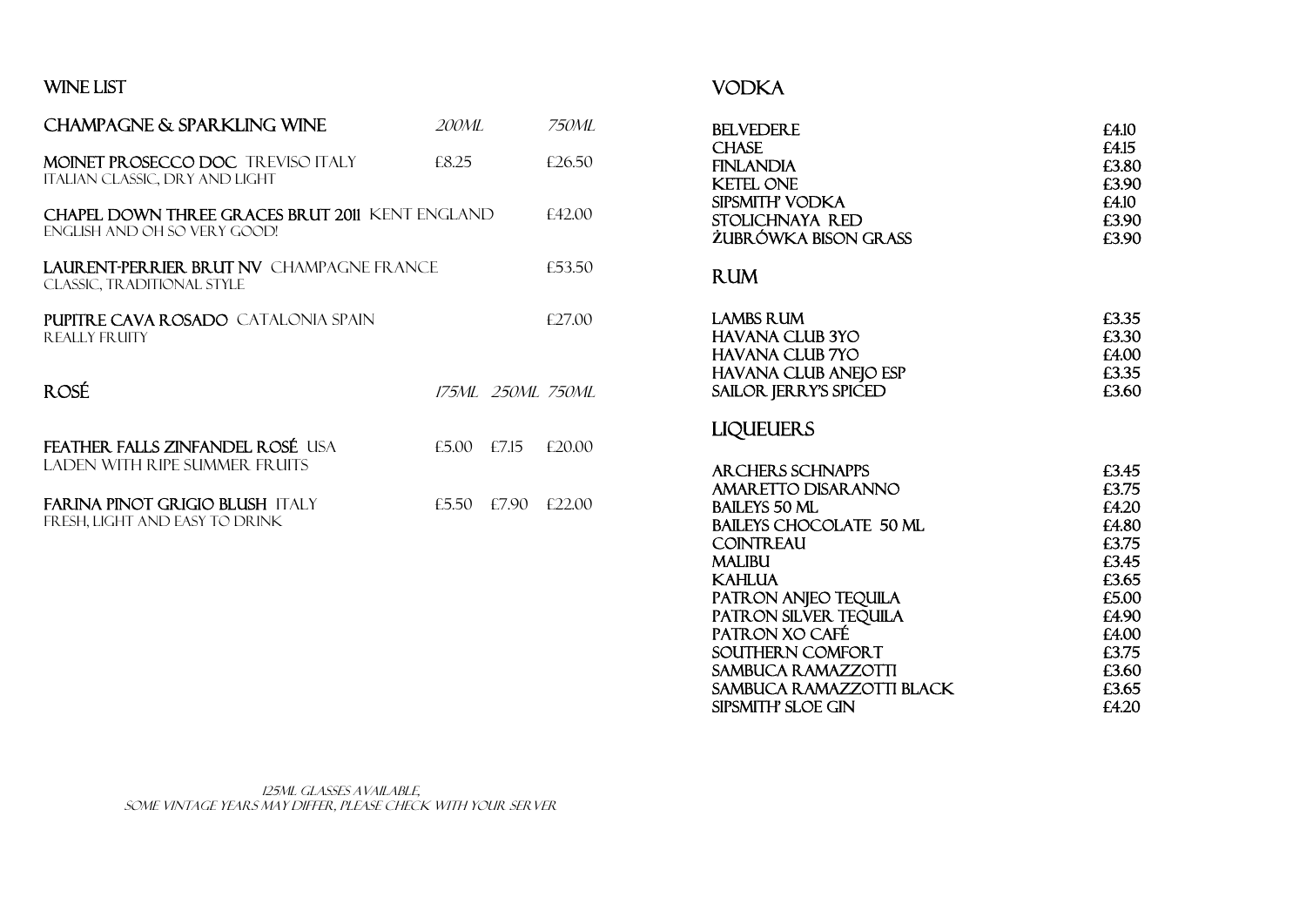# WINE LIST

## CHAMPAGNE & SPARKLING WINE

| | 200ML | 750ML |
|---|---|---|
| **MOINET PROSECCO DOC** TREVISO ITALY<br>ITALIAN CLASSIC, DRY AND LIGHT | £8.25 | £26.50 |
| **CHAPEL DOWN THREE GRACES BRUT 2011** KENT ENGLAND<br>ENGLISH AND OH SO VERY GOOD! | | £42.00 |
| **LAURENT-PERRIER BRUT NV** CHAMPAGNE FRANCE<br>CLASSIC, TRADITIONAL STYLE | | £53.50 |
| **PUPITRE CAVA ROSADO** CATALONIA SPAIN<br>REALLY FRUITY | | £27.00 |

## ROSÉ

| | 175ML | 250ML | 750ML |
|---|---|---|---|
| **FEATHER FALLS ZINFANDEL ROSÉ** USA<br>LADEN WITH RIPE SUMMER FRUITS | £5.00 | £7.15 | £20.00 |
| **FARINA PINOT GRIGIO BLUSH** ITALY<br>FRESH, LIGHT AND EASY TO DRINK | £5.50 | £7.90 | £22.00 |

*125ML GLASSES AVAILABLE,*
*SOME VINTAGE YEARS MAY DIFFER, PLEASE CHECK WITH YOUR SERVER*

## VODKA

| | |
|---|---|
| BELVEDERE | £4.10 |
| CHASE | £4.15 |
| FINLANDIA | £3.80 |
| KETEL ONE | £3.90 |
| SIPSMITH' VODKA | £4.10 |
| STOLICHNAYA RED | £3.90 |
| ŻUBRÓWKA BISON GRASS | £3.90 |

## RUM

| | |
|---|---|
| LAMBS RUM | £3.35 |
| HAVANA CLUB 3YO | £3.30 |
| HAVANA CLUB 7YO | £4.00 |
| HAVANA CLUB ANEJO ESP | £3.35 |
| SAILOR JERRY'S SPICED | £3.60 |

## LIQUEUERS

| | |
|---|---|
| ARCHERS SCHNAPPS | £3.45 |
| AMARETTO DISARANNO | £3.75 |
| BAILEYS 50 ML | £4.20 |
| BAILEYS CHOCOLATE 50 ML | £4.80 |
| COINTREAU | £3.75 |
| MALIBU | £3.45 |
| KAHLUA | £3.65 |
| PATRON ANJEO TEQUILA | £5.00 |
| PATRON SILVER TEQUILA | £4.90 |
| PATRON XO CAFÉ | £4.00 |
| SOUTHERN COMFORT | £3.75 |
| SAMBUCA RAMAZZOTTI | £3.60 |
| SAMBUCA RAMAZZOTTI BLACK | £3.65 |
| SIPSMITH' SLOE GIN | £4.20 |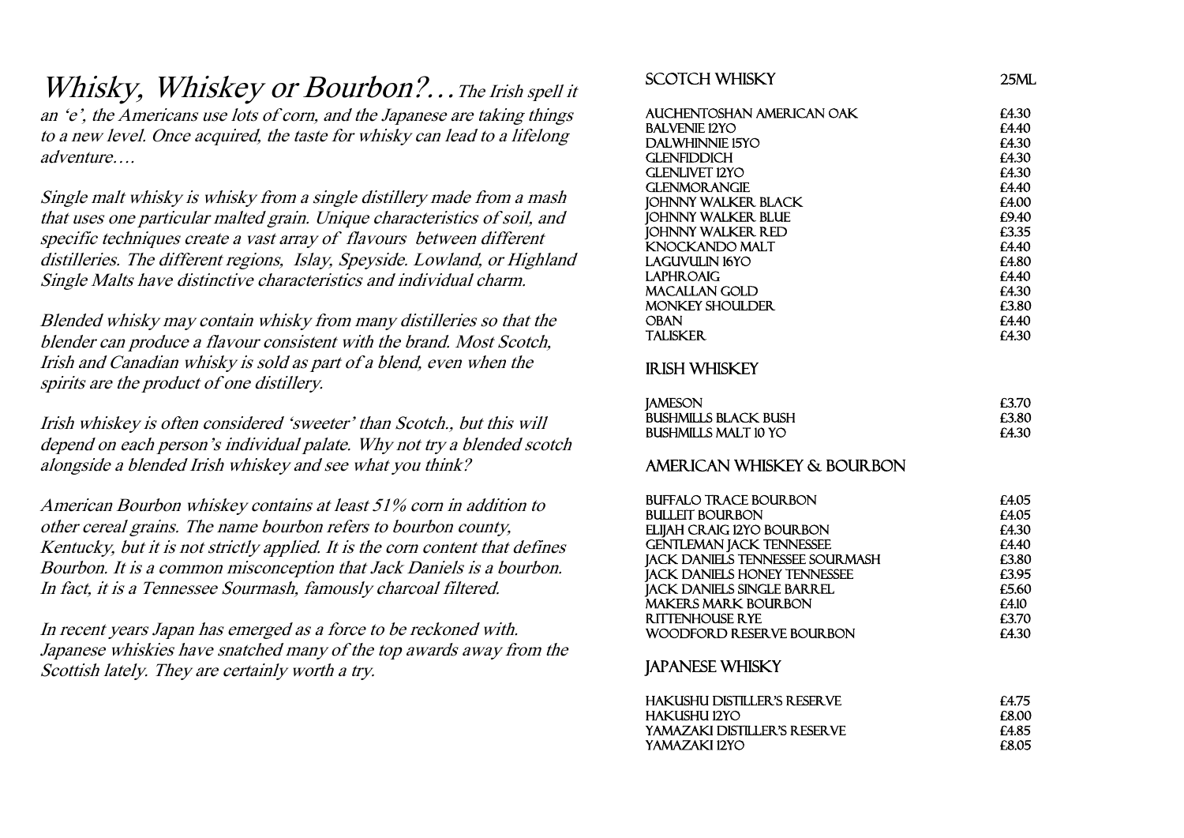# *Whisky, Whiskey or Bourbon?…*

*The Irish spell it an 'e', the Americans use lots of corn, and the Japanese are taking things to a new level. Once acquired, the taste for whisky can lead to a lifelong adventure….*

*Single malt whisky is whisky from a single distillery made from a mash that uses one particular malted grain. Unique characteristics of soil, and specific techniques create a vast array of flavours between different distilleries. The different regions, Islay, Speyside. Lowland, or Highland Single Malts have distinctive characteristics and individual charm.*

*Blended whisky may contain whisky from many distilleries so that the blender can produce a flavour consistent with the brand. Most Scotch, Irish and Canadian whisky is sold as part of a blend, even when the spirits are the product of one distillery.*

*Irish whiskey is often considered 'sweeter' than Scotch., but this will depend on each person's individual palate. Why not try a blended scotch alongside a blended Irish whiskey and see what you think?*

*American Bourbon whiskey contains at least 51% corn in addition to other cereal grains. The name bourbon refers to bourbon county, Kentucky, but it is not strictly applied. It is the corn content that defines Bourbon. It is a common misconception that Jack Daniels is a bourbon. In fact, it is a Tennessee Sourmash, famously charcoal filtered.*

*In recent years Japan has emerged as a force to be reckoned with. Japanese whiskies have snatched many of the top awards away from the Scottish lately. They are certainly worth a try.*

## SCOTCH WHISKY

| | 25ML |
|---|---|
| AUCHENTOSHAN AMERICAN OAK | £4.30 |
| BALVENIE 12YO | £4.40 |
| DALWHINNIE 15YO | £4.30 |
| GLENFIDDICH | £4.30 |
| GLENLIVET 12YO | £4.30 |
| GLENMORANGIE | £4.40 |
| JOHNNY WALKER BLACK | £4.00 |
| JOHNNY WALKER BLUE | £9.40 |
| JOHNNY WALKER RED | £3.35 |
| KNOCKANDO MALT | £4.40 |
| LAGUVULIN 16YO | £4.80 |
| LAPHROAIG | £4.40 |
| MACALLAN GOLD | £4.30 |
| MONKEY SHOULDER | £3.80 |
| OBAN | £4.40 |
| TALISKER | £4.30 |

## IRISH WHISKEY

| | |
|---|---|
| JAMESON | £3.70 |
| BUSHMILLS BLACK BUSH | £3.80 |
| BUSHMILLS MALT 10 YO | £4.30 |

## AMERICAN WHISKEY & BOURBON

| | |
|---|---|
| BUFFALO TRACE BOURBON | £4.05 |
| BULLEIT BOURBON | £4.05 |
| ELIJAH CRAIG 12YO BOURBON | £4.30 |
| GENTLEMAN JACK TENNESSEE | £4.40 |
| JACK DANIELS TENNESSEE SOURMASH | £3.80 |
| JACK DANIELS HONEY TENNESSEE | £3.95 |
| JACK DANIELS SINGLE BARREL | £5.60 |
| MAKERS MARK BOURBON | £4.10 |
| RITTENHOUSE RYE | £3.70 |
| WOODFORD RESERVE BOURBON | £4.30 |

## JAPANESE WHISKY

| | |
|---|---|
| HAKUSHU DISTILLER'S RESERVE | £4.75 |
| HAKUSHU 12YO | £8.00 |
| YAMAZAKI DISTILLER'S RESERVE | £4.85 |
| YAMAZAKI 12YO | £8.05 |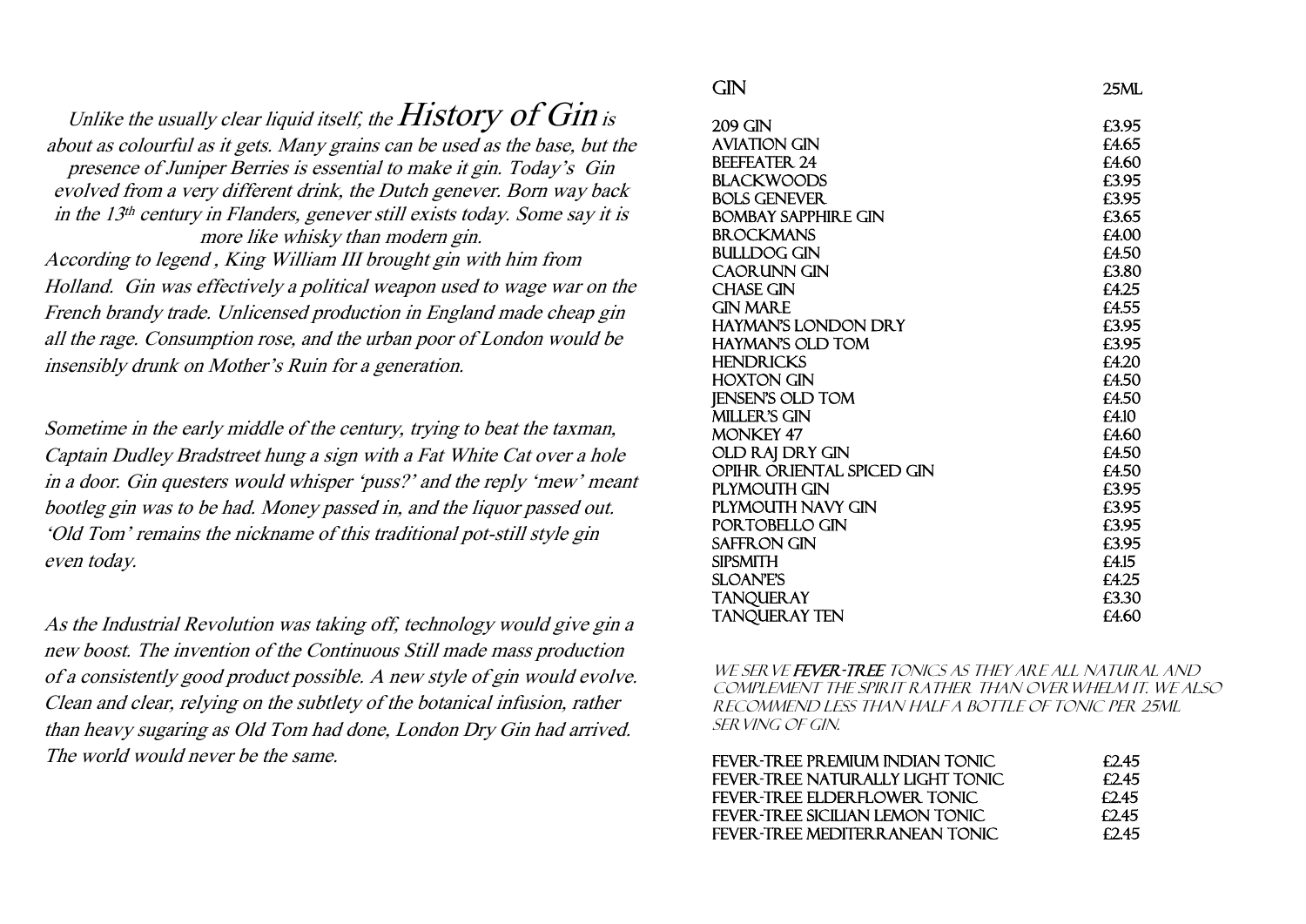*Unlike the usually clear liquid itself, the* ***History of Gin*** *is about as colourful as it gets. Many grains can be used as the base, but the presence of Juniper Berries is essential to make it gin. Today's Gin evolved from a very different drink, the Dutch genever. Born way back in the 13th century in Flanders, genever still exists today. Some say it is more like whisky than modern gin.*

*According to legend , King William III brought gin with him from Holland. Gin was effectively a political weapon used to wage war on the French brandy trade. Unlicensed production in England made cheap gin all the rage. Consumption rose, and the urban poor of London would be insensibly drunk on Mother's Ruin for a generation.*

*Sometime in the early middle of the century, trying to beat the taxman, Captain Dudley Bradstreet hung a sign with a Fat White Cat over a hole in a door. Gin questers would whisper 'puss?' and the reply 'mew' meant bootleg gin was to be had. Money passed in, and the liquor passed out. 'Old Tom' remains the nickname of this traditional pot-still style gin even today.*

*As the Industrial Revolution was taking off, technology would give gin a new boost. The invention of the Continuous Still made mass production of a consistently good product possible. A new style of gin would evolve. Clean and clear, relying on the subtlety of the botanical infusion, rather than heavy sugaring as Old Tom had done, London Dry Gin had arrived. The world would never be the same.*

| GIN | 25ML |
|---|---|
| 209 GIN | £3.95 |
| AVIATION GIN | £4.65 |
| BEEFEATER 24 | £4.60 |
| BLACKWOODS | £3.95 |
| BOLS GENEVER | £3.95 |
| BOMBAY SAPPHIRE GIN | £3.65 |
| BROCKMANS | £4.00 |
| BULLDOG GIN | £4.50 |
| CAORUNN GIN | £3.80 |
| CHASE GIN | £4.25 |
| GIN MARE | £4.55 |
| HAYMAN'S LONDON DRY | £3.95 |
| HAYMAN'S OLD TOM | £3.95 |
| HENDRICKS | £4.20 |
| HOXTON GIN | £4.50 |
| JENSEN'S OLD TOM | £4.50 |
| MILLER'S GIN | £4.10 |
| MONKEY 47 | £4.60 |
| OLD RAJ DRY GIN | £4.50 |
| OPIHR ORIENTAL SPICED GIN | £4.50 |
| PLYMOUTH GIN | £3.95 |
| PLYMOUTH NAVY GIN | £3.95 |
| PORTOBELLO GIN | £3.95 |
| SAFFRON GIN | £3.95 |
| SIPSMITH | £4.15 |
| SLOAN'E'S | £4.25 |
| TANQUERAY | £3.30 |
| TANQUERAY TEN | £4.60 |

*WE SERVE* ***FEVER-TREE*** *TONICS AS THEY ARE ALL NATURAL AND COMPLEMENT THE SPIRIT RATHER THAN OVERWHELM IT. WE ALSO RECOMMEND LESS THAN HALF A BOTTLE OF TONIC PER 25ML SERVING OF GIN.*

| | |
|---|---|
| FEVER-TREE PREMIUM INDIAN TONIC | £2.45 |
| FEVER-TREE NATURALLY LIGHT TONIC | £2.45 |
| FEVER-TREE ELDERFLOWER TONIC | £2.45 |
| FEVER-TREE SICILIAN LEMON TONIC | £2.45 |
| FEVER-TREE MEDITERRANEAN TONIC | £2.45 |